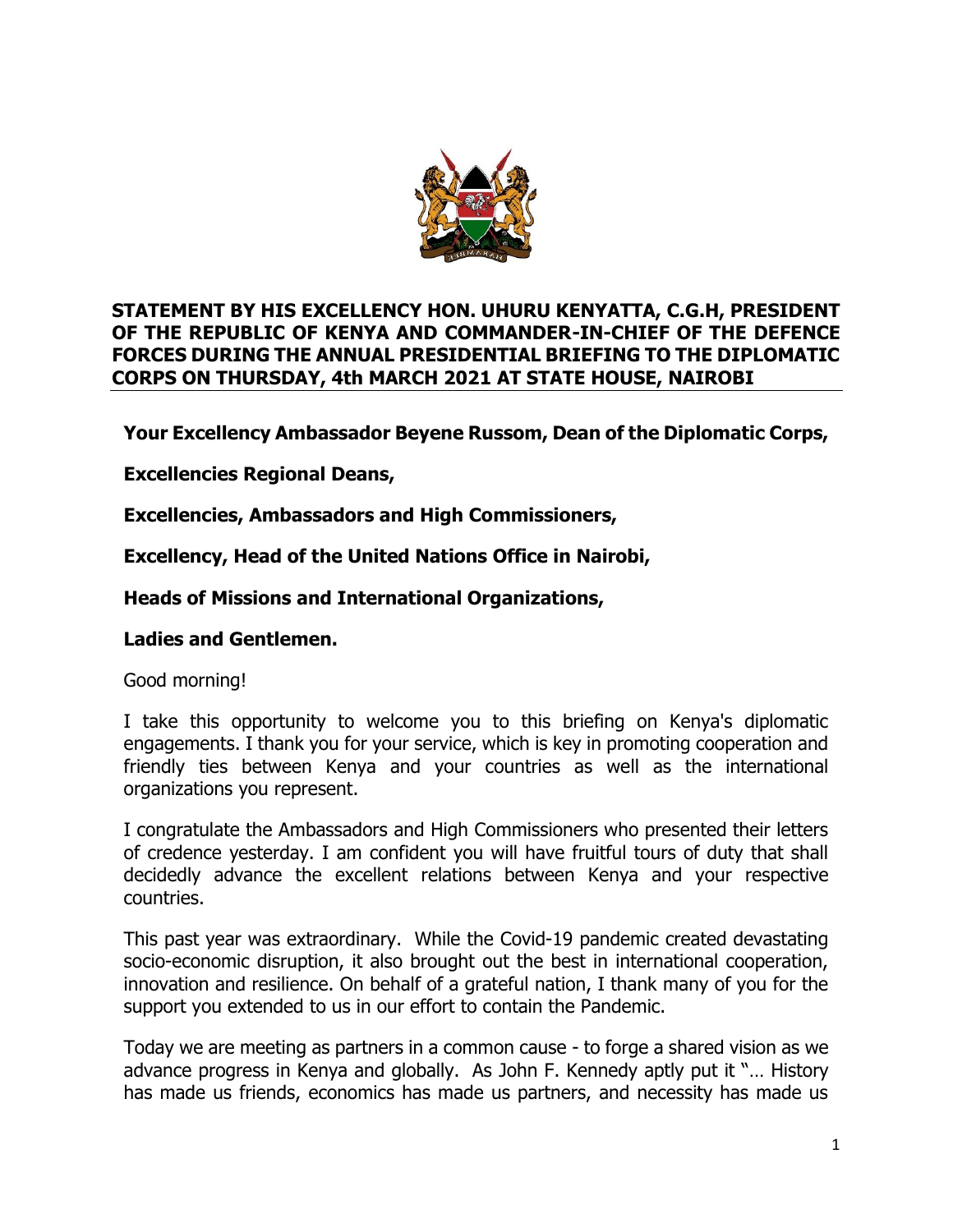**STATEMENT BY HIS EXCELLENCY HON. UHURU KENYATTA, C.G.H, PRESIDENT OF THE REPUBLIC OF KENYA AND COMMANDER-IN-CHIEF OF THE DEFENCE FORCES DURING THE ANNUAL PRESIDENTIAL BRIEFING TO THE DIPLOMATIC CORPS ON THURSDAY, 4th MARCH 2021 AT STATE HOUSE, NAIROBI**

**Your Excellency Ambassador Beyene Russom, Dean of the Diplomatic Corps,**

**Excellencies Regional Deans,**

**Excellencies, Ambassadors and High Commissioners,**

**Excellency, Head of the United Nations Office in Nairobi,**

**Heads of Missions and International Organizations,**

**Ladies and Gentlemen.**

Good morning!

I take this opportunity to welcome you to this briefing on Kenya's diplomatic engagements. I thank you for your service, which is key in promoting cooperation and friendly ties between Kenya and your countries as well as the international organizations you represent.

I congratulate the Ambassadors and High Commissioners who presented their letters of credence yesterday. I am confident you will have fruitful tours of duty that shall decidedly advance the excellent relations between Kenya and your respective countries.

This past year was extraordinary. While the Covid-19 pandemic created devastating socio-economic disruption, it also brought out the best in international cooperation, innovation and resilience. On behalf of a grateful nation, I thank many of you for the support you extended to us in our effort to contain the Pandemic.

Today we are meeting as partners in a common cause - to forge a shared vision as we advance progress in Kenya and globally. As John F. Kennedy aptly put it "… History has made us friends, economics has made us partners, and necessity has made us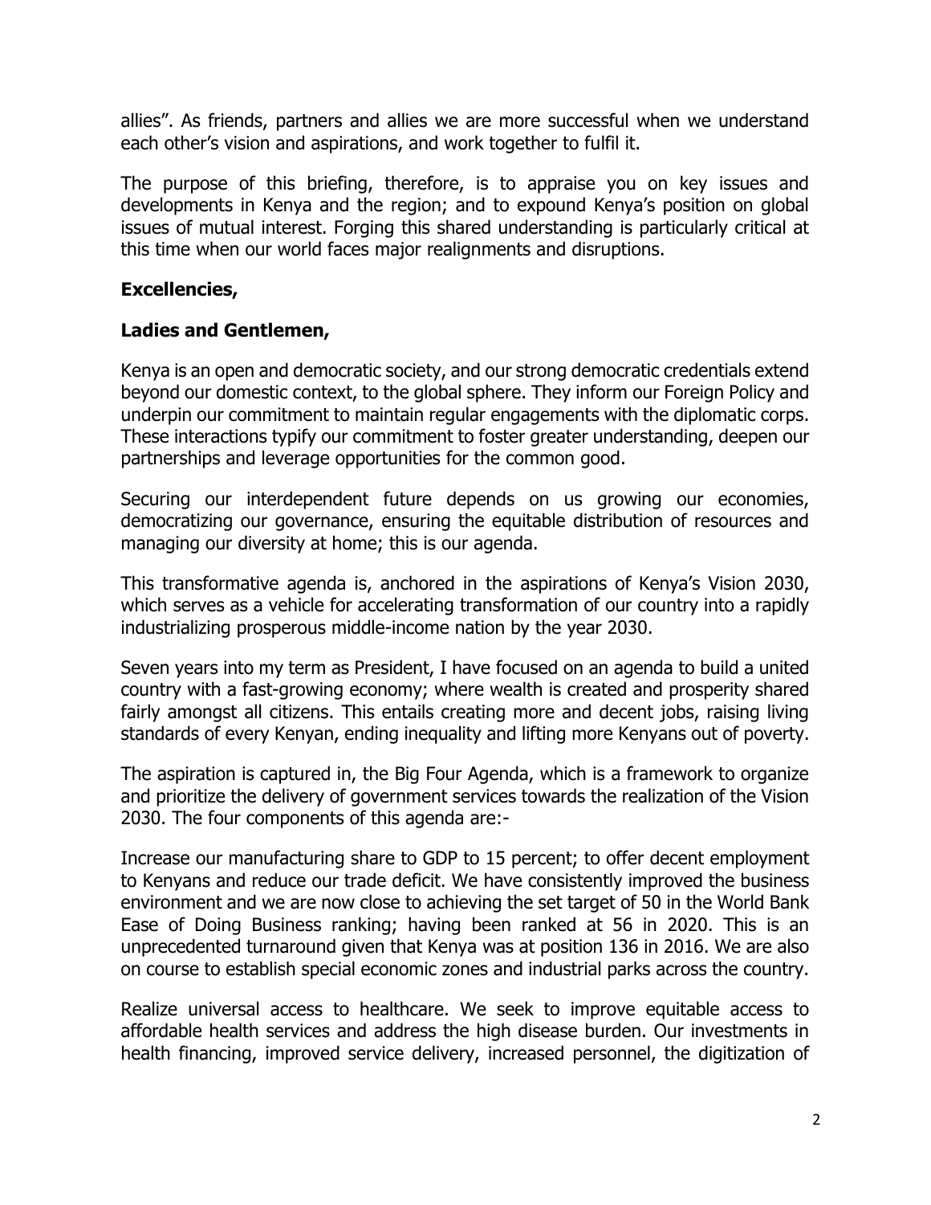allies". As friends, partners and allies we are more successful when we understand each other's vision and aspirations, and work together to fulfil it.

The purpose of this briefing, therefore, is to appraise you on key issues and developments in Kenya and the region; and to expound Kenya's position on global issues of mutual interest. Forging this shared understanding is particularly critical at this time when our world faces major realignments and disruptions.

**Excellencies,**

**Ladies and Gentlemen,**

Kenya is an open and democratic society, and our strong democratic credentials extend beyond our domestic context, to the global sphere. They inform our Foreign Policy and underpin our commitment to maintain regular engagements with the diplomatic corps. These interactions typify our commitment to foster greater understanding, deepen our partnerships and leverage opportunities for the common good.

Securing our interdependent future depends on us growing our economies, democratizing our governance, ensuring the equitable distribution of resources and managing our diversity at home; this is our agenda.

This transformative agenda is, anchored in the aspirations of Kenya's Vision 2030, which serves as a vehicle for accelerating transformation of our country into a rapidly industrializing prosperous middle-income nation by the year 2030.

Seven years into my term as President, I have focused on an agenda to build a united country with a fast-growing economy; where wealth is created and prosperity shared fairly amongst all citizens. This entails creating more and decent jobs, raising living standards of every Kenyan, ending inequality and lifting more Kenyans out of poverty.

The aspiration is captured in, the Big Four Agenda, which is a framework to organize and prioritize the delivery of government services towards the realization of the Vision 2030. The four components of this agenda are:-

Increase our manufacturing share to GDP to 15 percent; to offer decent employment to Kenyans and reduce our trade deficit. We have consistently improved the business environment and we are now close to achieving the set target of 50 in the World Bank Ease of Doing Business ranking; having been ranked at 56 in 2020. This is an unprecedented turnaround given that Kenya was at position 136 in 2016. We are also on course to establish special economic zones and industrial parks across the country.

Realize universal access to healthcare. We seek to improve equitable access to affordable health services and address the high disease burden. Our investments in health financing, improved service delivery, increased personnel, the digitization of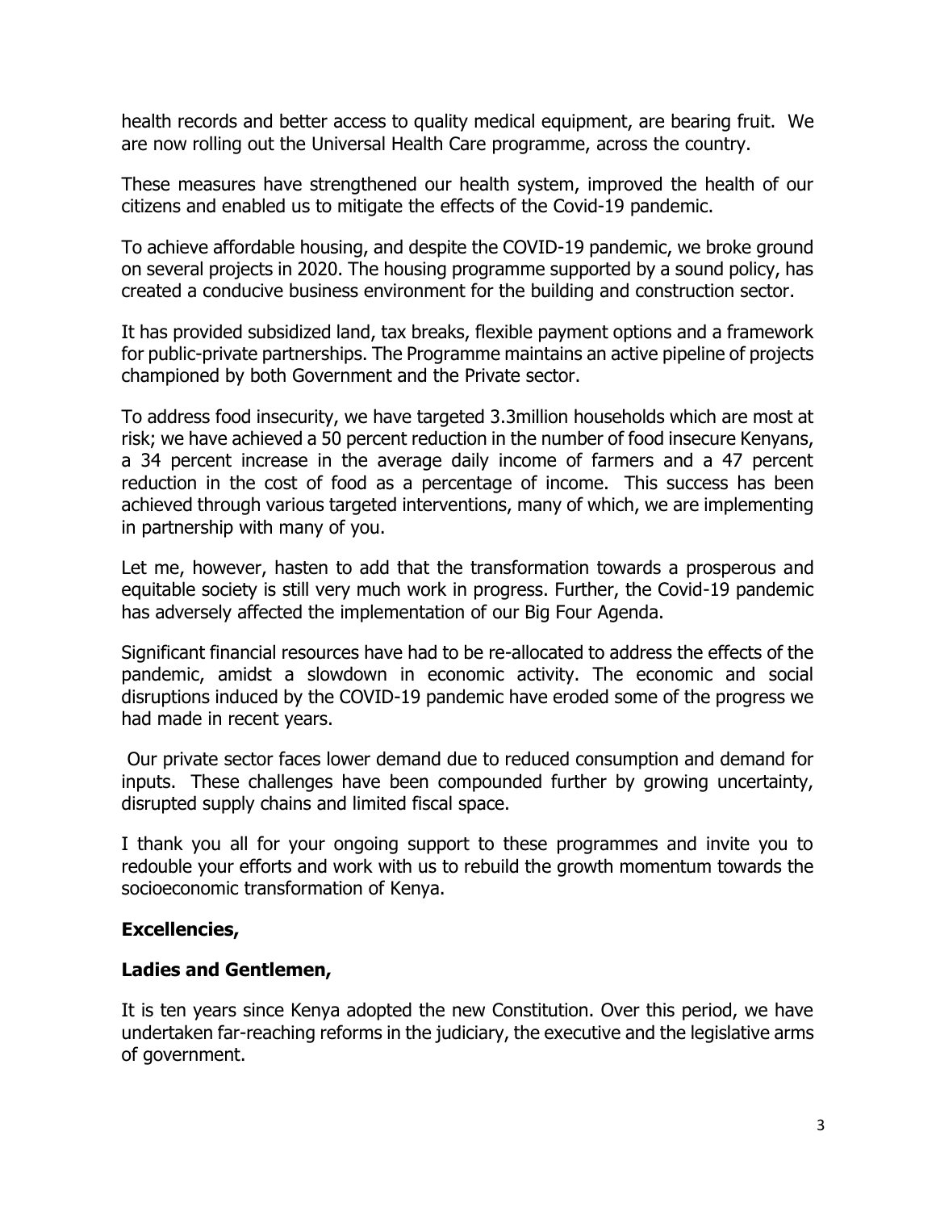health records and better access to quality medical equipment, are bearing fruit. We are now rolling out the Universal Health Care programme, across the country.

These measures have strengthened our health system, improved the health of our citizens and enabled us to mitigate the effects of the Covid-19 pandemic.

To achieve affordable housing, and despite the COVID-19 pandemic, we broke ground on several projects in 2020. The housing programme supported by a sound policy, has created a conducive business environment for the building and construction sector.

It has provided subsidized land, tax breaks, flexible payment options and a framework for public-private partnerships. The Programme maintains an active pipeline of projects championed by both Government and the Private sector.

To address food insecurity, we have targeted 3.3million households which are most at risk; we have achieved a 50 percent reduction in the number of food insecure Kenyans, a 34 percent increase in the average daily income of farmers and a 47 percent reduction in the cost of food as a percentage of income. This success has been achieved through various targeted interventions, many of which, we are implementing in partnership with many of you.

Let me, however, hasten to add that the transformation towards a prosperous and equitable society is still very much work in progress. Further, the Covid-19 pandemic has adversely affected the implementation of our Big Four Agenda.

Significant financial resources have had to be re-allocated to address the effects of the pandemic, amidst a slowdown in economic activity. The economic and social disruptions induced by the COVID-19 pandemic have eroded some of the progress we had made in recent years.

Our private sector faces lower demand due to reduced consumption and demand for inputs. These challenges have been compounded further by growing uncertainty, disrupted supply chains and limited fiscal space.

I thank you all for your ongoing support to these programmes and invite you to redouble your efforts and work with us to rebuild the growth momentum towards the socioeconomic transformation of Kenya.

**Excellencies,**

**Ladies and Gentlemen,**

It is ten years since Kenya adopted the new Constitution. Over this period, we have undertaken far-reaching reforms in the judiciary, the executive and the legislative arms of government.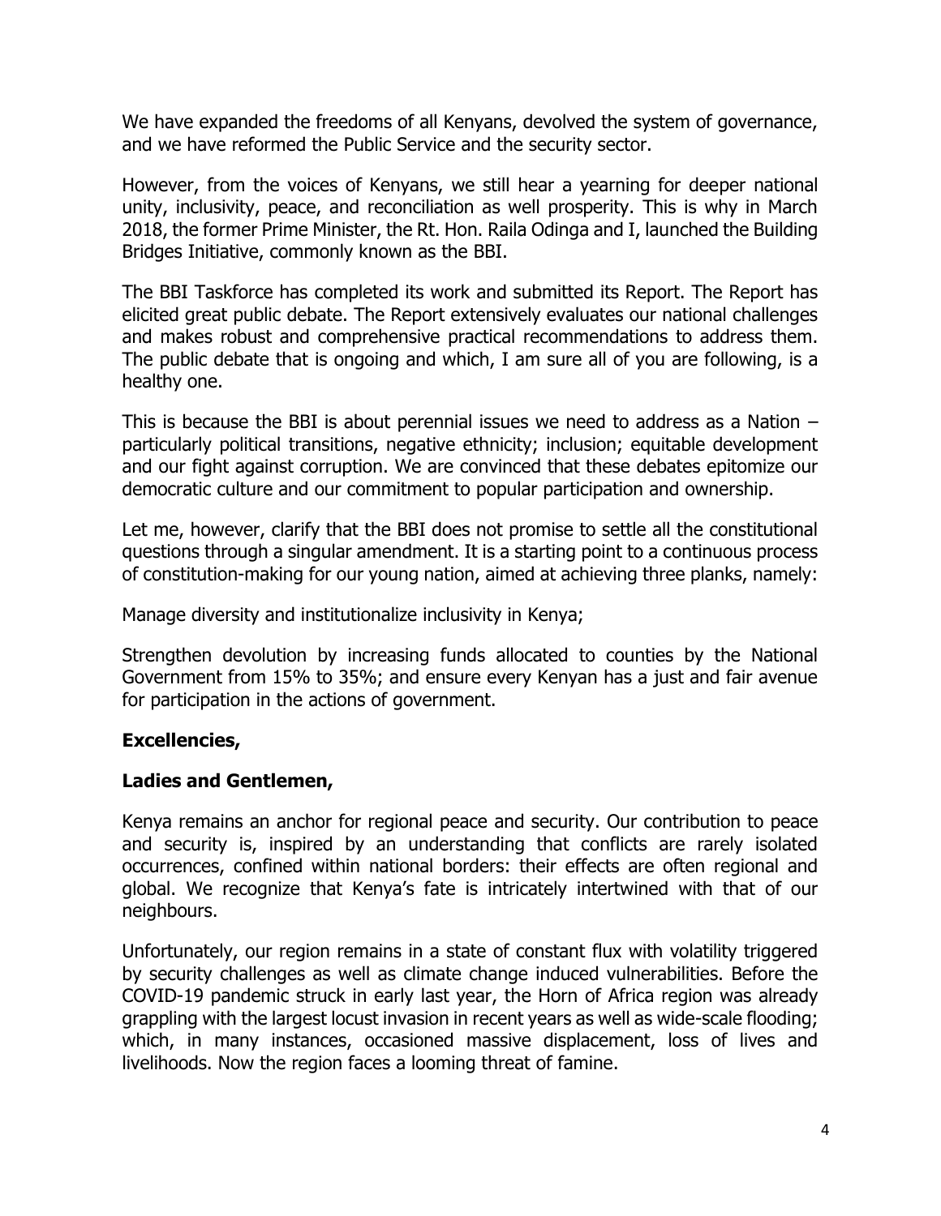We have expanded the freedoms of all Kenyans, devolved the system of governance, and we have reformed the Public Service and the security sector.

However, from the voices of Kenyans, we still hear a yearning for deeper national unity, inclusivity, peace, and reconciliation as well prosperity. This is why in March 2018, the former Prime Minister, the Rt. Hon. Raila Odinga and I, launched the Building Bridges Initiative, commonly known as the BBI.

The BBI Taskforce has completed its work and submitted its Report. The Report has elicited great public debate. The Report extensively evaluates our national challenges and makes robust and comprehensive practical recommendations to address them. The public debate that is ongoing and which, I am sure all of you are following, is a healthy one.

This is because the BBI is about perennial issues we need to address as a Nation – particularly political transitions, negative ethnicity; inclusion; equitable development and our fight against corruption. We are convinced that these debates epitomize our democratic culture and our commitment to popular participation and ownership.

Let me, however, clarify that the BBI does not promise to settle all the constitutional questions through a singular amendment. It is a starting point to a continuous process of constitution-making for our young nation, aimed at achieving three planks, namely:

Manage diversity and institutionalize inclusivity in Kenya;

Strengthen devolution by increasing funds allocated to counties by the National Government from 15% to 35%; and ensure every Kenyan has a just and fair avenue for participation in the actions of government.

**Excellencies,**

**Ladies and Gentlemen,**

Kenya remains an anchor for regional peace and security. Our contribution to peace and security is, inspired by an understanding that conflicts are rarely isolated occurrences, confined within national borders: their effects are often regional and global. We recognize that Kenya's fate is intricately intertwined with that of our neighbours.

Unfortunately, our region remains in a state of constant flux with volatility triggered by security challenges as well as climate change induced vulnerabilities. Before the COVID-19 pandemic struck in early last year, the Horn of Africa region was already grappling with the largest locust invasion in recent years as well as wide-scale flooding; which, in many instances, occasioned massive displacement, loss of lives and livelihoods. Now the region faces a looming threat of famine.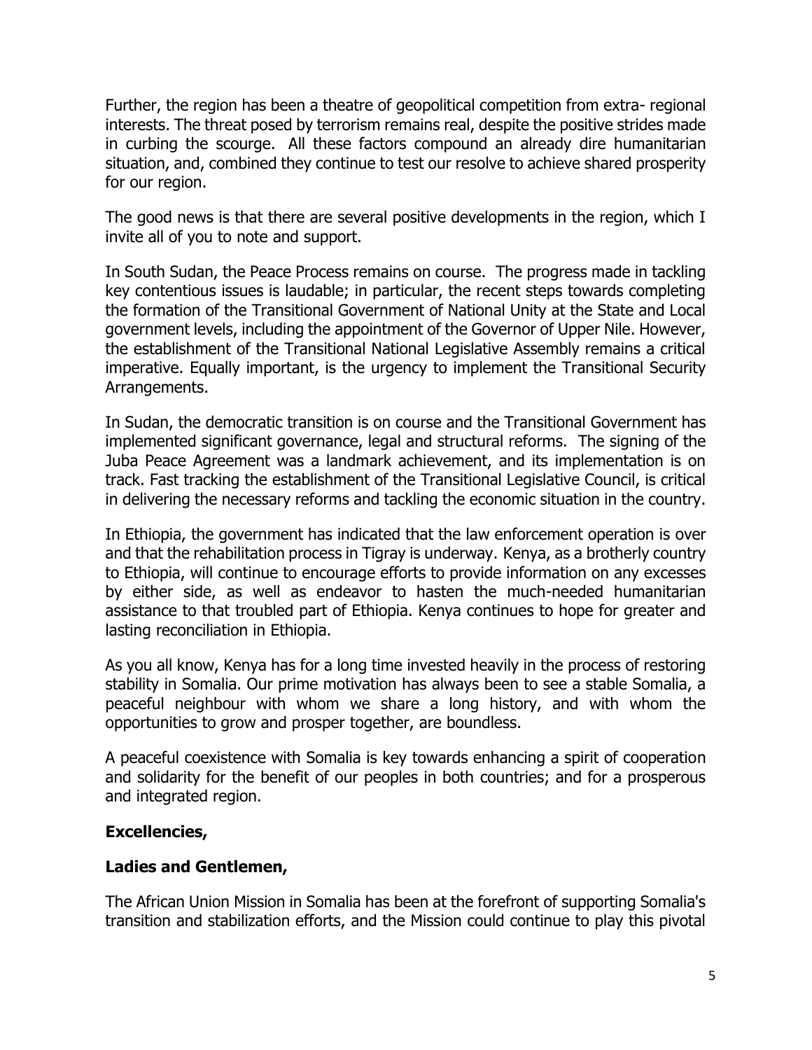Further, the region has been a theatre of geopolitical competition from extra- regional interests. The threat posed by terrorism remains real, despite the positive strides made in curbing the scourge. All these factors compound an already dire humanitarian situation, and, combined they continue to test our resolve to achieve shared prosperity for our region.

The good news is that there are several positive developments in the region, which I invite all of you to note and support.

In South Sudan, the Peace Process remains on course. The progress made in tackling key contentious issues is laudable; in particular, the recent steps towards completing the formation of the Transitional Government of National Unity at the State and Local government levels, including the appointment of the Governor of Upper Nile. However, the establishment of the Transitional National Legislative Assembly remains a critical imperative. Equally important, is the urgency to implement the Transitional Security Arrangements.

In Sudan, the democratic transition is on course and the Transitional Government has implemented significant governance, legal and structural reforms. The signing of the Juba Peace Agreement was a landmark achievement, and its implementation is on track. Fast tracking the establishment of the Transitional Legislative Council, is critical in delivering the necessary reforms and tackling the economic situation in the country.

In Ethiopia, the government has indicated that the law enforcement operation is over and that the rehabilitation process in Tigray is underway. Kenya, as a brotherly country to Ethiopia, will continue to encourage efforts to provide information on any excesses by either side, as well as endeavor to hasten the much-needed humanitarian assistance to that troubled part of Ethiopia. Kenya continues to hope for greater and lasting reconciliation in Ethiopia.

As you all know, Kenya has for a long time invested heavily in the process of restoring stability in Somalia. Our prime motivation has always been to see a stable Somalia, a peaceful neighbour with whom we share a long history, and with whom the opportunities to grow and prosper together, are boundless.

A peaceful coexistence with Somalia is key towards enhancing a spirit of cooperation and solidarity for the benefit of our peoples in both countries; and for a prosperous and integrated region.

**Excellencies,**

**Ladies and Gentlemen,**

The African Union Mission in Somalia has been at the forefront of supporting Somalia's transition and stabilization efforts, and the Mission could continue to play this pivotal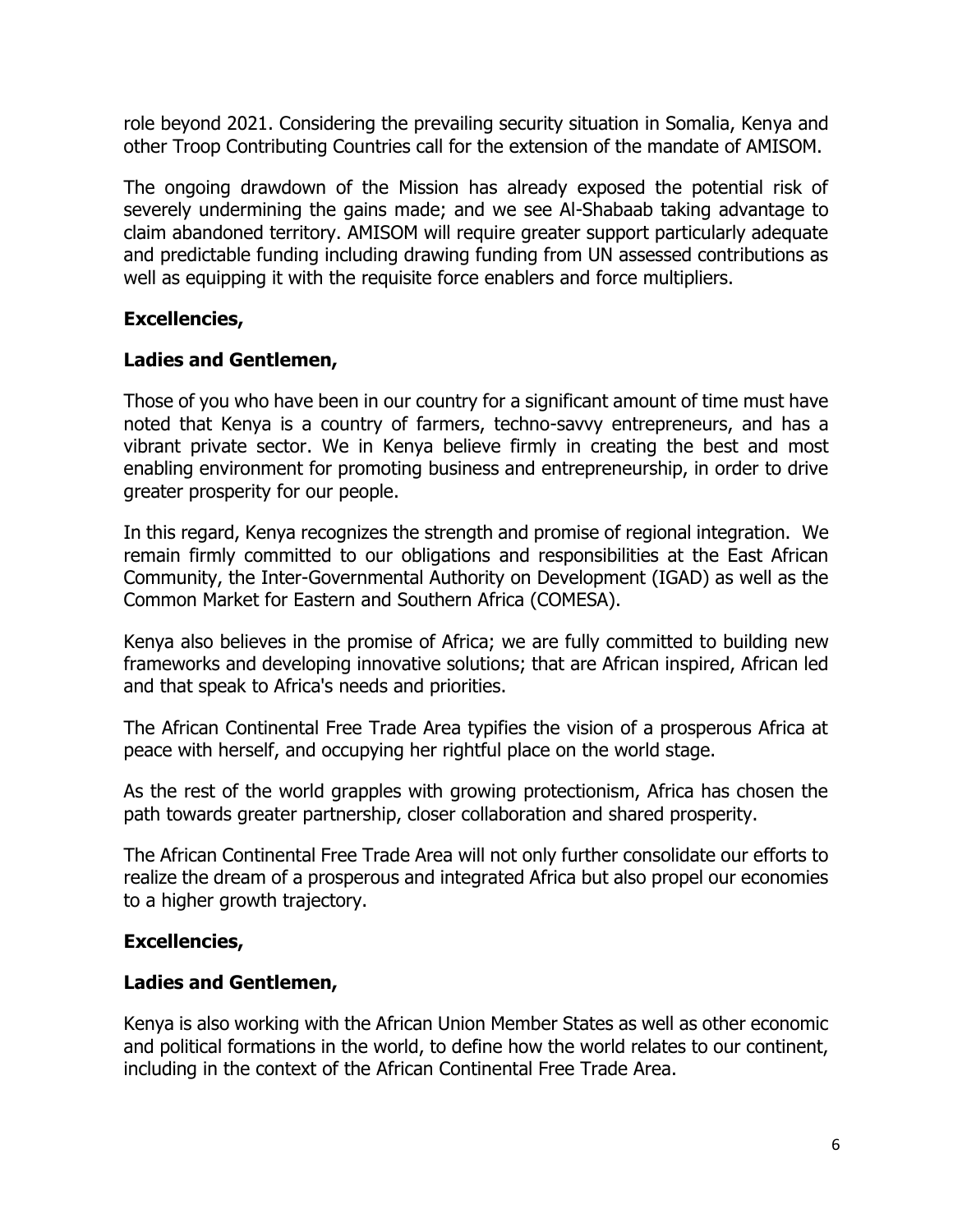role beyond 2021. Considering the prevailing security situation in Somalia, Kenya and other Troop Contributing Countries call for the extension of the mandate of AMISOM.

The ongoing drawdown of the Mission has already exposed the potential risk of severely undermining the gains made; and we see Al-Shabaab taking advantage to claim abandoned territory. AMISOM will require greater support particularly adequate and predictable funding including drawing funding from UN assessed contributions as well as equipping it with the requisite force enablers and force multipliers.

**Excellencies,**

**Ladies and Gentlemen,**

Those of you who have been in our country for a significant amount of time must have noted that Kenya is a country of farmers, techno-savvy entrepreneurs, and has a vibrant private sector. We in Kenya believe firmly in creating the best and most enabling environment for promoting business and entrepreneurship, in order to drive greater prosperity for our people.

In this regard, Kenya recognizes the strength and promise of regional integration. We remain firmly committed to our obligations and responsibilities at the East African Community, the Inter-Governmental Authority on Development (IGAD) as well as the Common Market for Eastern and Southern Africa (COMESA).

Kenya also believes in the promise of Africa; we are fully committed to building new frameworks and developing innovative solutions; that are African inspired, African led and that speak to Africa's needs and priorities.

The African Continental Free Trade Area typifies the vision of a prosperous Africa at peace with herself, and occupying her rightful place on the world stage.

As the rest of the world grapples with growing protectionism, Africa has chosen the path towards greater partnership, closer collaboration and shared prosperity.

The African Continental Free Trade Area will not only further consolidate our efforts to realize the dream of a prosperous and integrated Africa but also propel our economies to a higher growth trajectory.

**Excellencies,**

**Ladies and Gentlemen,**

Kenya is also working with the African Union Member States as well as other economic and political formations in the world, to define how the world relates to our continent, including in the context of the African Continental Free Trade Area.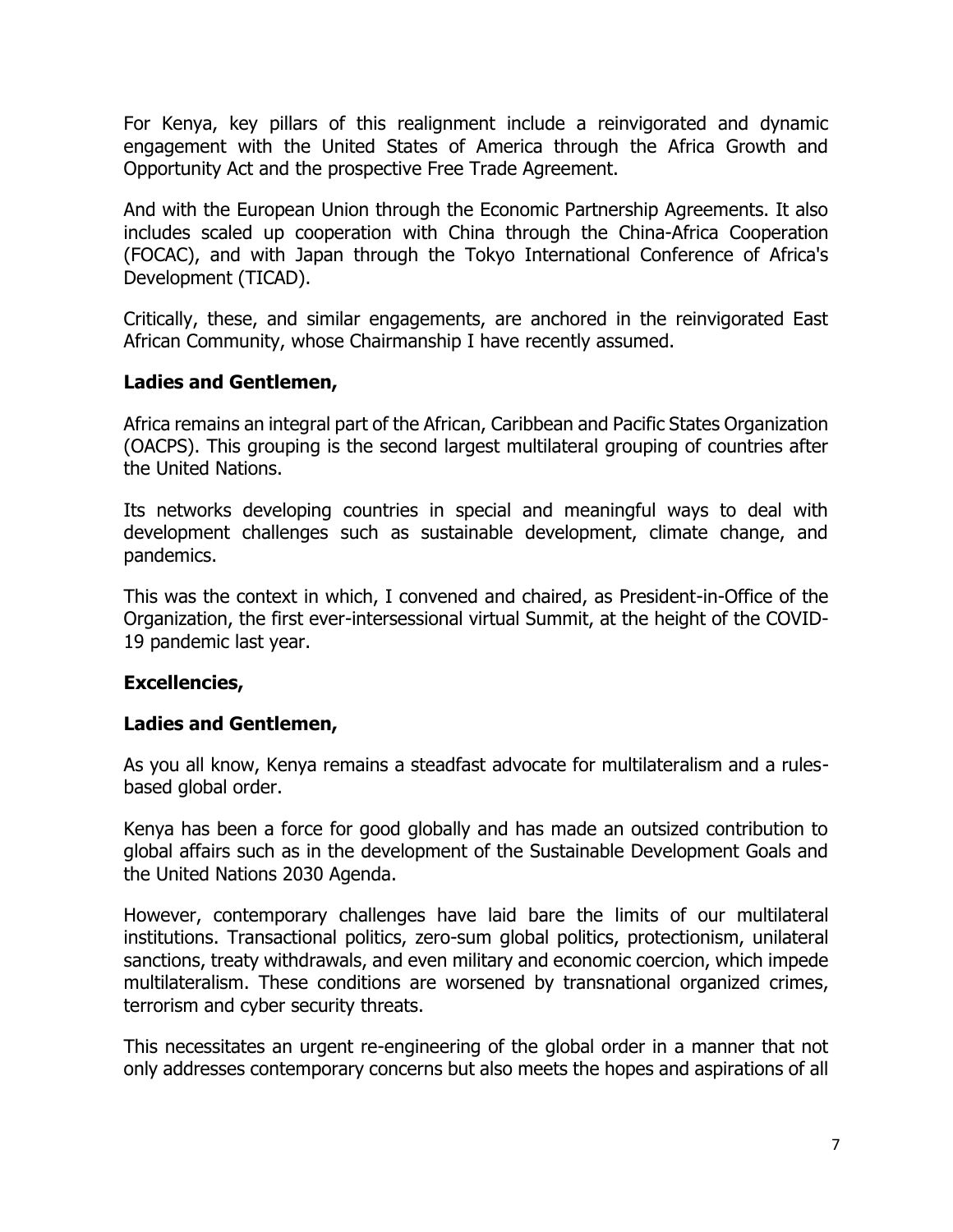For Kenya, key pillars of this realignment include a reinvigorated and dynamic engagement with the United States of America through the Africa Growth and Opportunity Act and the prospective Free Trade Agreement.

And with the European Union through the Economic Partnership Agreements. It also includes scaled up cooperation with China through the China-Africa Cooperation (FOCAC), and with Japan through the Tokyo International Conference of Africa's Development (TICAD).

Critically, these, and similar engagements, are anchored in the reinvigorated East African Community, whose Chairmanship I have recently assumed.

**Ladies and Gentlemen,**

Africa remains an integral part of the African, Caribbean and Pacific States Organization (OACPS). This grouping is the second largest multilateral grouping of countries after the United Nations.

Its networks developing countries in special and meaningful ways to deal with development challenges such as sustainable development, climate change, and pandemics.

This was the context in which, I convened and chaired, as President-in-Office of the Organization, the first ever-intersessional virtual Summit, at the height of the COVID-19 pandemic last year.

**Excellencies,**

**Ladies and Gentlemen,**

As you all know, Kenya remains a steadfast advocate for multilateralism and a rules-based global order.

Kenya has been a force for good globally and has made an outsized contribution to global affairs such as in the development of the Sustainable Development Goals and the United Nations 2030 Agenda.

However, contemporary challenges have laid bare the limits of our multilateral institutions. Transactional politics, zero-sum global politics, protectionism, unilateral sanctions, treaty withdrawals, and even military and economic coercion, which impede multilateralism. These conditions are worsened by transnational organized crimes, terrorism and cyber security threats.

This necessitates an urgent re-engineering of the global order in a manner that not only addresses contemporary concerns but also meets the hopes and aspirations of all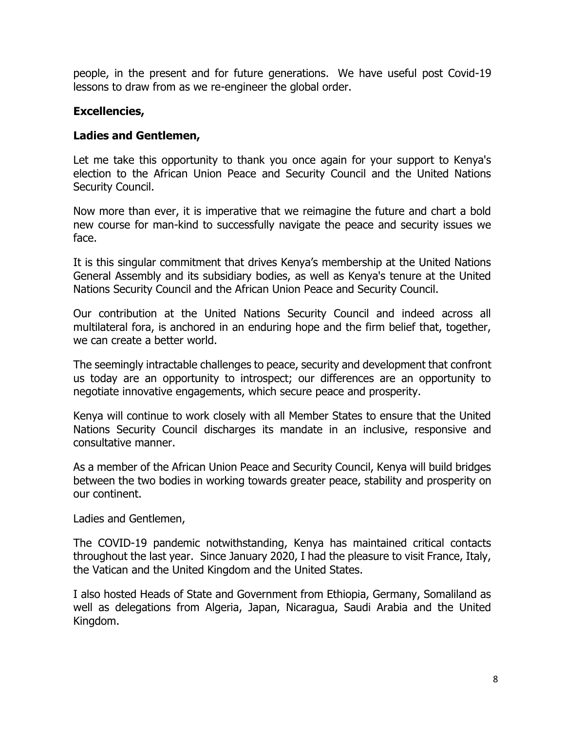people, in the present and for future generations. We have useful post Covid-19 lessons to draw from as we re-engineer the global order.

**Excellencies,**

**Ladies and Gentlemen,**

Let me take this opportunity to thank you once again for your support to Kenya's election to the African Union Peace and Security Council and the United Nations Security Council.

Now more than ever, it is imperative that we reimagine the future and chart a bold new course for man-kind to successfully navigate the peace and security issues we face.

It is this singular commitment that drives Kenya's membership at the United Nations General Assembly and its subsidiary bodies, as well as Kenya's tenure at the United Nations Security Council and the African Union Peace and Security Council.

Our contribution at the United Nations Security Council and indeed across all multilateral fora, is anchored in an enduring hope and the firm belief that, together, we can create a better world.

The seemingly intractable challenges to peace, security and development that confront us today are an opportunity to introspect; our differences are an opportunity to negotiate innovative engagements, which secure peace and prosperity.

Kenya will continue to work closely with all Member States to ensure that the United Nations Security Council discharges its mandate in an inclusive, responsive and consultative manner.

As a member of the African Union Peace and Security Council, Kenya will build bridges between the two bodies in working towards greater peace, stability and prosperity on our continent.

Ladies and Gentlemen,

The COVID-19 pandemic notwithstanding, Kenya has maintained critical contacts throughout the last year. Since January 2020, I had the pleasure to visit France, Italy, the Vatican and the United Kingdom and the United States.

I also hosted Heads of State and Government from Ethiopia, Germany, Somaliland as well as delegations from Algeria, Japan, Nicaragua, Saudi Arabia and the United Kingdom.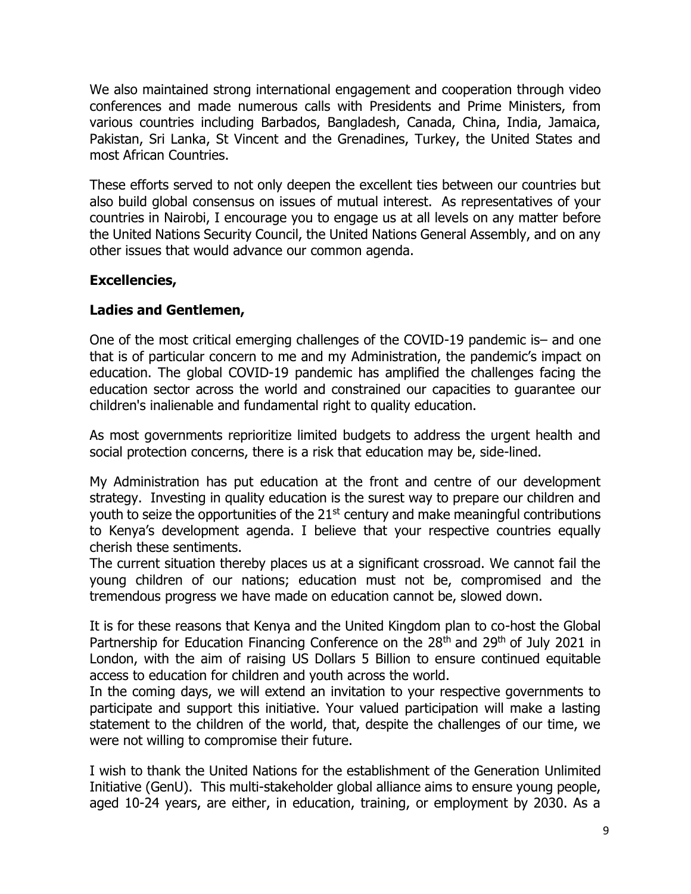We also maintained strong international engagement and cooperation through video conferences and made numerous calls with Presidents and Prime Ministers, from various countries including Barbados, Bangladesh, Canada, China, India, Jamaica, Pakistan, Sri Lanka, St Vincent and the Grenadines, Turkey, the United States and most African Countries.

These efforts served to not only deepen the excellent ties between our countries but also build global consensus on issues of mutual interest. As representatives of your countries in Nairobi, I encourage you to engage us at all levels on any matter before the United Nations Security Council, the United Nations General Assembly, and on any other issues that would advance our common agenda.

**Excellencies,**

**Ladies and Gentlemen,**

One of the most critical emerging challenges of the COVID-19 pandemic is– and one that is of particular concern to me and my Administration, the pandemic's impact on education. The global COVID-19 pandemic has amplified the challenges facing the education sector across the world and constrained our capacities to guarantee our children's inalienable and fundamental right to quality education.

As most governments reprioritize limited budgets to address the urgent health and social protection concerns, there is a risk that education may be, side-lined.

My Administration has put education at the front and centre of our development strategy. Investing in quality education is the surest way to prepare our children and youth to seize the opportunities of the 21st century and make meaningful contributions to Kenya's development agenda. I believe that your respective countries equally cherish these sentiments.

The current situation thereby places us at a significant crossroad. We cannot fail the young children of our nations; education must not be, compromised and the tremendous progress we have made on education cannot be, slowed down.

It is for these reasons that Kenya and the United Kingdom plan to co-host the Global Partnership for Education Financing Conference on the 28th and 29th of July 2021 in London, with the aim of raising US Dollars 5 Billion to ensure continued equitable access to education for children and youth across the world.

In the coming days, we will extend an invitation to your respective governments to participate and support this initiative. Your valued participation will make a lasting statement to the children of the world, that, despite the challenges of our time, we were not willing to compromise their future.

I wish to thank the United Nations for the establishment of the Generation Unlimited Initiative (GenU). This multi-stakeholder global alliance aims to ensure young people, aged 10-24 years, are either, in education, training, or employment by 2030. As a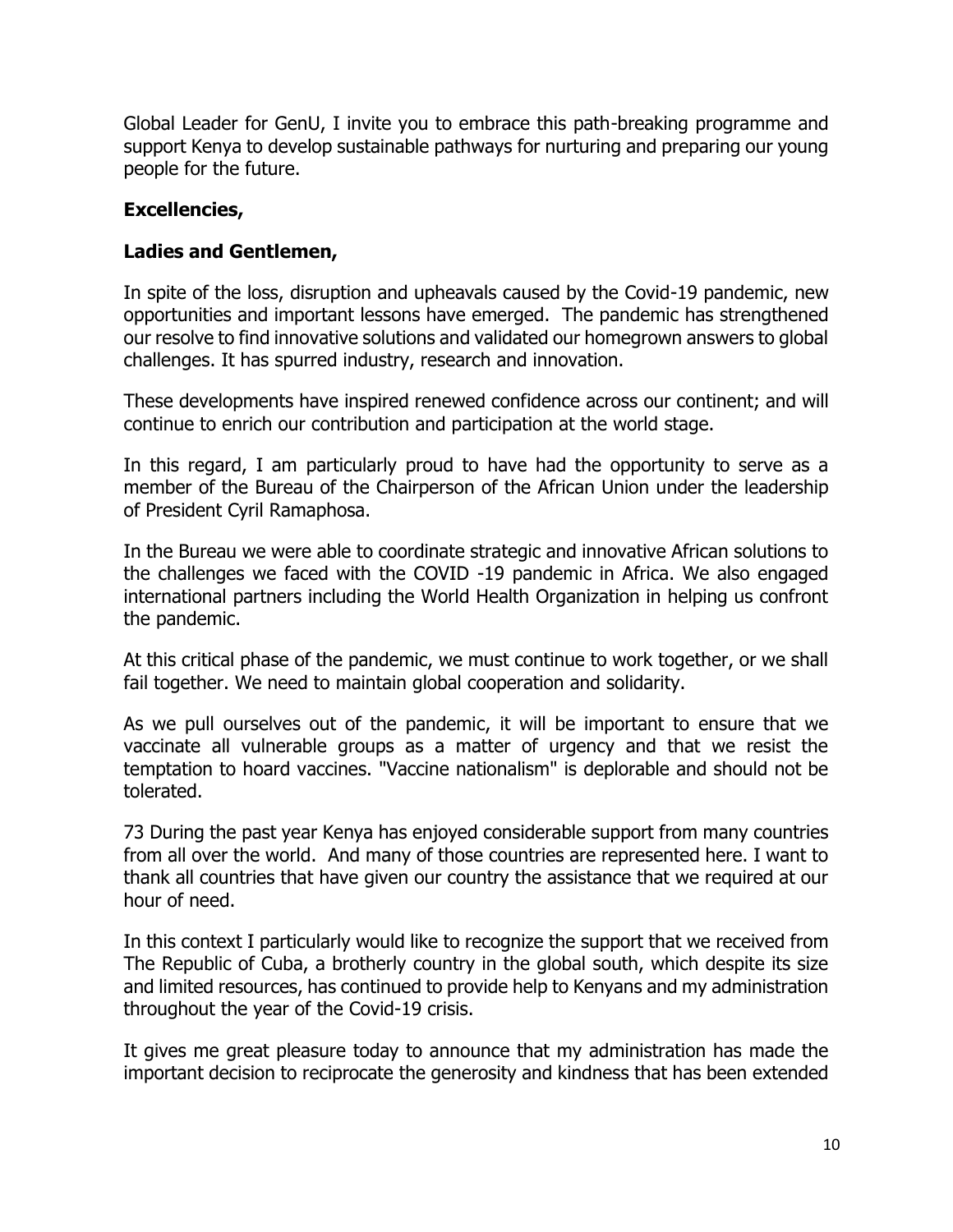Global Leader for GenU, I invite you to embrace this path-breaking programme and support Kenya to develop sustainable pathways for nurturing and preparing our young people for the future.

**Excellencies,**

**Ladies and Gentlemen,**

In spite of the loss, disruption and upheavals caused by the Covid-19 pandemic, new opportunities and important lessons have emerged. The pandemic has strengthened our resolve to find innovative solutions and validated our homegrown answers to global challenges. It has spurred industry, research and innovation.

These developments have inspired renewed confidence across our continent; and will continue to enrich our contribution and participation at the world stage.

In this regard, I am particularly proud to have had the opportunity to serve as a member of the Bureau of the Chairperson of the African Union under the leadership of President Cyril Ramaphosa.

In the Bureau we were able to coordinate strategic and innovative African solutions to the challenges we faced with the COVID -19 pandemic in Africa. We also engaged international partners including the World Health Organization in helping us confront the pandemic.

At this critical phase of the pandemic, we must continue to work together, or we shall fail together. We need to maintain global cooperation and solidarity.

As we pull ourselves out of the pandemic, it will be important to ensure that we vaccinate all vulnerable groups as a matter of urgency and that we resist the temptation to hoard vaccines. "Vaccine nationalism" is deplorable and should not be tolerated.

73 During the past year Kenya has enjoyed considerable support from many countries from all over the world. And many of those countries are represented here. I want to thank all countries that have given our country the assistance that we required at our hour of need.

In this context I particularly would like to recognize the support that we received from The Republic of Cuba, a brotherly country in the global south, which despite its size and limited resources, has continued to provide help to Kenyans and my administration throughout the year of the Covid-19 crisis.

It gives me great pleasure today to announce that my administration has made the important decision to reciprocate the generosity and kindness that has been extended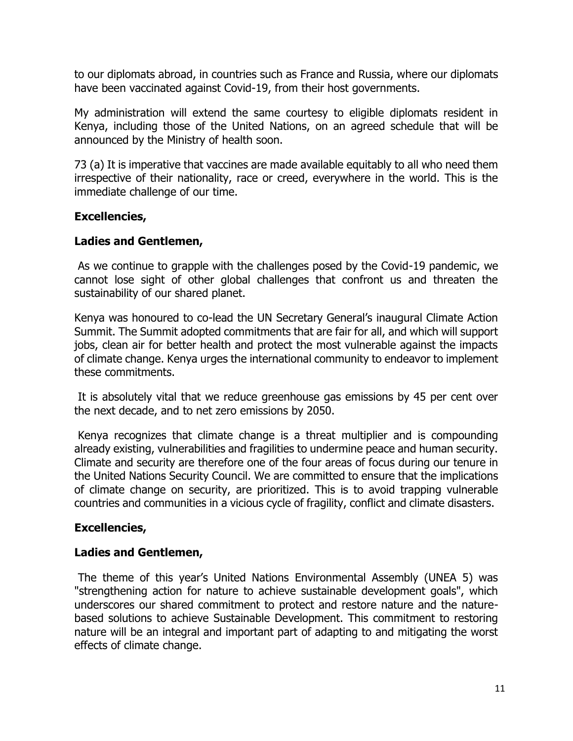to our diplomats abroad, in countries such as France and Russia, where our diplomats have been vaccinated against Covid-19, from their host governments.

My administration will extend the same courtesy to eligible diplomats resident in Kenya, including those of the United Nations, on an agreed schedule that will be announced by the Ministry of health soon.

73 (a) It is imperative that vaccines are made available equitably to all who need them irrespective of their nationality, race or creed, everywhere in the world. This is the immediate challenge of our time.

**Excellencies,**

**Ladies and Gentlemen,**

As we continue to grapple with the challenges posed by the Covid-19 pandemic, we cannot lose sight of other global challenges that confront us and threaten the sustainability of our shared planet.

Kenya was honoured to co-lead the UN Secretary General's inaugural Climate Action Summit. The Summit adopted commitments that are fair for all, and which will support jobs, clean air for better health and protect the most vulnerable against the impacts of climate change. Kenya urges the international community to endeavor to implement these commitments.

It is absolutely vital that we reduce greenhouse gas emissions by 45 per cent over the next decade, and to net zero emissions by 2050.

Kenya recognizes that climate change is a threat multiplier and is compounding already existing, vulnerabilities and fragilities to undermine peace and human security. Climate and security are therefore one of the four areas of focus during our tenure in the United Nations Security Council. We are committed to ensure that the implications of climate change on security, are prioritized. This is to avoid trapping vulnerable countries and communities in a vicious cycle of fragility, conflict and climate disasters.

**Excellencies,**

**Ladies and Gentlemen,**

The theme of this year's United Nations Environmental Assembly (UNEA 5) was "strengthening action for nature to achieve sustainable development goals", which underscores our shared commitment to protect and restore nature and the nature-based solutions to achieve Sustainable Development. This commitment to restoring nature will be an integral and important part of adapting to and mitigating the worst effects of climate change.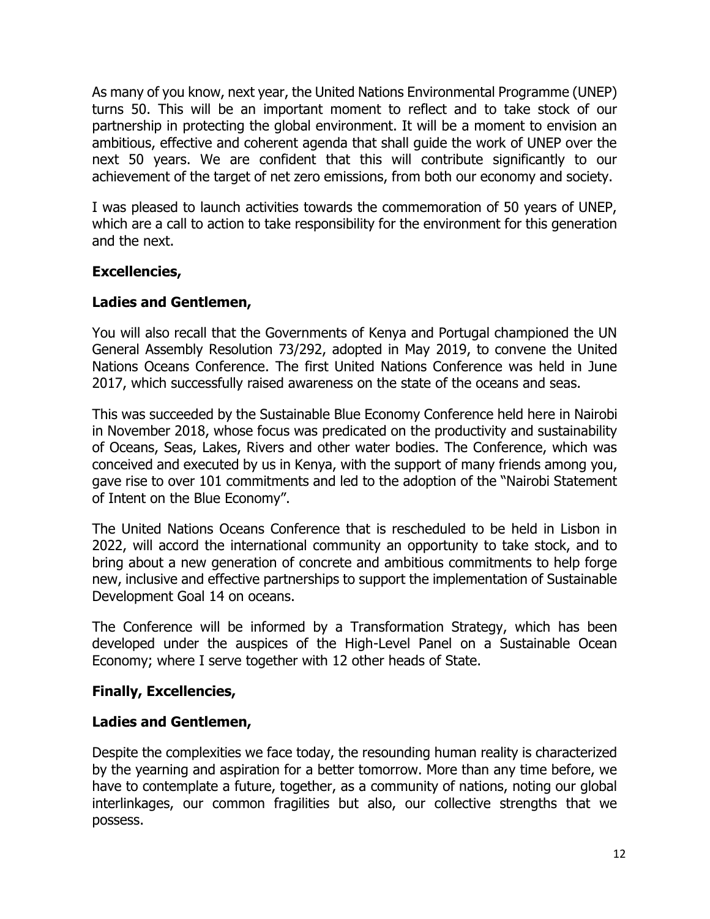As many of you know, next year, the United Nations Environmental Programme (UNEP) turns 50. This will be an important moment to reflect and to take stock of our partnership in protecting the global environment. It will be a moment to envision an ambitious, effective and coherent agenda that shall guide the work of UNEP over the next 50 years. We are confident that this will contribute significantly to our achievement of the target of net zero emissions, from both our economy and society.

I was pleased to launch activities towards the commemoration of 50 years of UNEP, which are a call to action to take responsibility for the environment for this generation and the next.

**Excellencies,**

**Ladies and Gentlemen,**

You will also recall that the Governments of Kenya and Portugal championed the UN General Assembly Resolution 73/292, adopted in May 2019, to convene the United Nations Oceans Conference. The first United Nations Conference was held in June 2017, which successfully raised awareness on the state of the oceans and seas.

This was succeeded by the Sustainable Blue Economy Conference held here in Nairobi in November 2018, whose focus was predicated on the productivity and sustainability of Oceans, Seas, Lakes, Rivers and other water bodies. The Conference, which was conceived and executed by us in Kenya, with the support of many friends among you, gave rise to over 101 commitments and led to the adoption of the "Nairobi Statement of Intent on the Blue Economy".

The United Nations Oceans Conference that is rescheduled to be held in Lisbon in 2022, will accord the international community an opportunity to take stock, and to bring about a new generation of concrete and ambitious commitments to help forge new, inclusive and effective partnerships to support the implementation of Sustainable Development Goal 14 on oceans.

The Conference will be informed by a Transformation Strategy, which has been developed under the auspices of the High-Level Panel on a Sustainable Ocean Economy; where I serve together with 12 other heads of State.

**Finally, Excellencies,**

**Ladies and Gentlemen,**

Despite the complexities we face today, the resounding human reality is characterized by the yearning and aspiration for a better tomorrow. More than any time before, we have to contemplate a future, together, as a community of nations, noting our global interlinkages, our common fragilities but also, our collective strengths that we possess.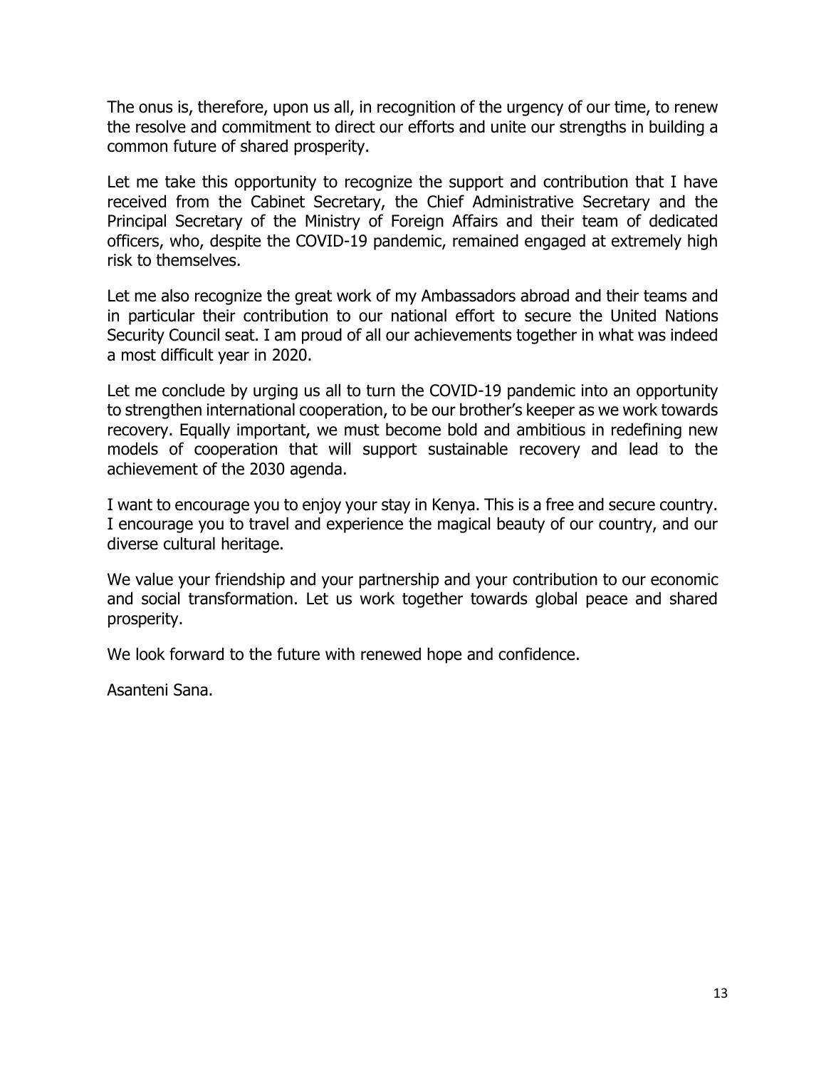The onus is, therefore, upon us all, in recognition of the urgency of our time, to renew the resolve and commitment to direct our efforts and unite our strengths in building a common future of shared prosperity.

Let me take this opportunity to recognize the support and contribution that I have received from the Cabinet Secretary, the Chief Administrative Secretary and the Principal Secretary of the Ministry of Foreign Affairs and their team of dedicated officers, who, despite the COVID-19 pandemic, remained engaged at extremely high risk to themselves.

Let me also recognize the great work of my Ambassadors abroad and their teams and in particular their contribution to our national effort to secure the United Nations Security Council seat. I am proud of all our achievements together in what was indeed a most difficult year in 2020.

Let me conclude by urging us all to turn the COVID-19 pandemic into an opportunity to strengthen international cooperation, to be our brother's keeper as we work towards recovery. Equally important, we must become bold and ambitious in redefining new models of cooperation that will support sustainable recovery and lead to the achievement of the 2030 agenda.

I want to encourage you to enjoy your stay in Kenya. This is a free and secure country. I encourage you to travel and experience the magical beauty of our country, and our diverse cultural heritage.

We value your friendship and your partnership and your contribution to our economic and social transformation. Let us work together towards global peace and shared prosperity.

We look forward to the future with renewed hope and confidence.

Asanteni Sana.